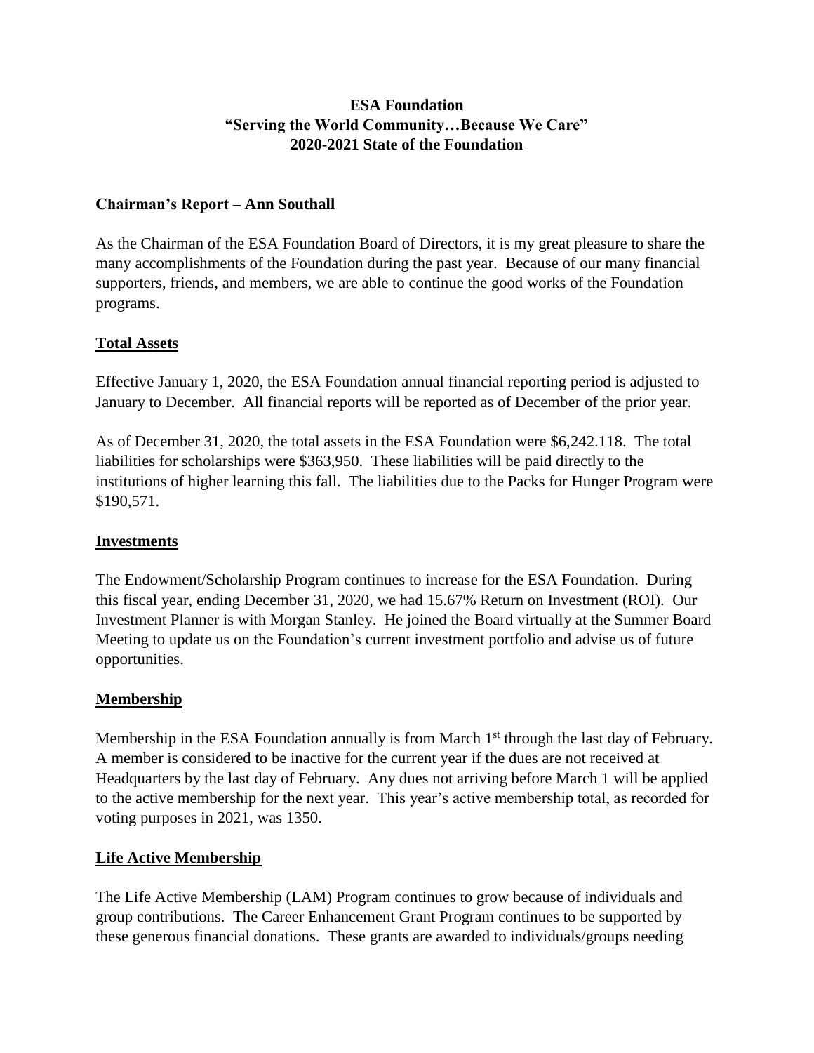**ESA Foundation**
**"Serving the World Community…Because We Care"**
**2020-2021 State of the Foundation**

## Chairman's Report – Ann Southall

As the Chairman of the ESA Foundation Board of Directors, it is my great pleasure to share the many accomplishments of the Foundation during the past year. Because of our many financial supporters, friends, and members, we are able to continue the good works of the Foundation programs.

### Total Assets

Effective January 1, 2020, the ESA Foundation annual financial reporting period is adjusted to January to December. All financial reports will be reported as of December of the prior year.

As of December 31, 2020, the total assets in the ESA Foundation were $6,242.118. The total liabilities for scholarships were $363,950. These liabilities will be paid directly to the institutions of higher learning this fall. The liabilities due to the Packs for Hunger Program were $190,571.

### Investments

The Endowment/Scholarship Program continues to increase for the ESA Foundation. During this fiscal year, ending December 31, 2020, we had 15.67% Return on Investment (ROI). Our Investment Planner is with Morgan Stanley. He joined the Board virtually at the Summer Board Meeting to update us on the Foundation's current investment portfolio and advise us of future opportunities.

### Membership

Membership in the ESA Foundation annually is from March 1st through the last day of February. A member is considered to be inactive for the current year if the dues are not received at Headquarters by the last day of February. Any dues not arriving before March 1 will be applied to the active membership for the next year. This year's active membership total, as recorded for voting purposes in 2021, was 1350.

### Life Active Membership

The Life Active Membership (LAM) Program continues to grow because of individuals and group contributions. The Career Enhancement Grant Program continues to be supported by these generous financial donations. These grants are awarded to individuals/groups needing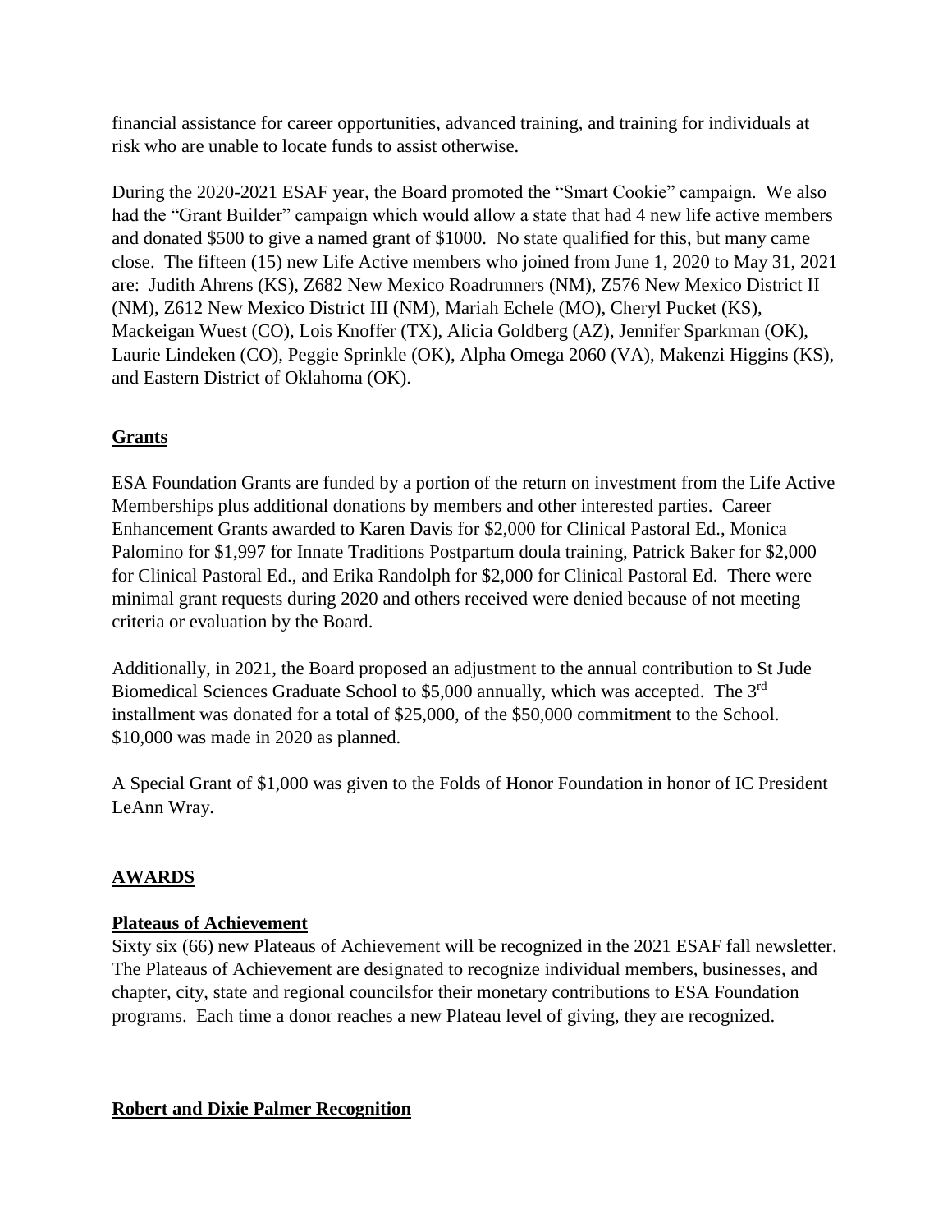financial assistance for career opportunities, advanced training, and training for individuals at risk who are unable to locate funds to assist otherwise.

During the 2020-2021 ESAF year, the Board promoted the "Smart Cookie" campaign. We also had the "Grant Builder" campaign which would allow a state that had 4 new life active members and donated \$500 to give a named grant of \$1000. No state qualified for this, but many came close. The fifteen (15) new Life Active members who joined from June 1, 2020 to May 31, 2021 are: Judith Ahrens (KS), Z682 New Mexico Roadrunners (NM), Z576 New Mexico District II (NM), Z612 New Mexico District III (NM), Mariah Echele (MO), Cheryl Pucket (KS), Mackeigan Wuest (CO), Lois Knoffer (TX), Alicia Goldberg (AZ), Jennifer Sparkman (OK), Laurie Lindeken (CO), Peggie Sprinkle (OK), Alpha Omega 2060 (VA), Makenzi Higgins (KS), and Eastern District of Oklahoma (OK).

## Grants

ESA Foundation Grants are funded by a portion of the return on investment from the Life Active Memberships plus additional donations by members and other interested parties. Career Enhancement Grants awarded to Karen Davis for \$2,000 for Clinical Pastoral Ed., Monica Palomino for \$1,997 for Innate Traditions Postpartum doula training, Patrick Baker for \$2,000 for Clinical Pastoral Ed., and Erika Randolph for \$2,000 for Clinical Pastoral Ed. There were minimal grant requests during 2020 and others received were denied because of not meeting criteria or evaluation by the Board.

Additionally, in 2021, the Board proposed an adjustment to the annual contribution to St Jude Biomedical Sciences Graduate School to \$5,000 annually, which was accepted. The 3rd installment was donated for a total of \$25,000, of the \$50,000 commitment to the School. \$10,000 was made in 2020 as planned.

A Special Grant of \$1,000 was given to the Folds of Honor Foundation in honor of IC President LeAnn Wray.

## AWARDS

### Plateaus of Achievement

Sixty six (66) new Plateaus of Achievement will be recognized in the 2021 ESAF fall newsletter. The Plateaus of Achievement are designated to recognize individual members, businesses, and chapter, city, state and regional councilsfor their monetary contributions to ESA Foundation programs. Each time a donor reaches a new Plateau level of giving, they are recognized.

### Robert and Dixie Palmer Recognition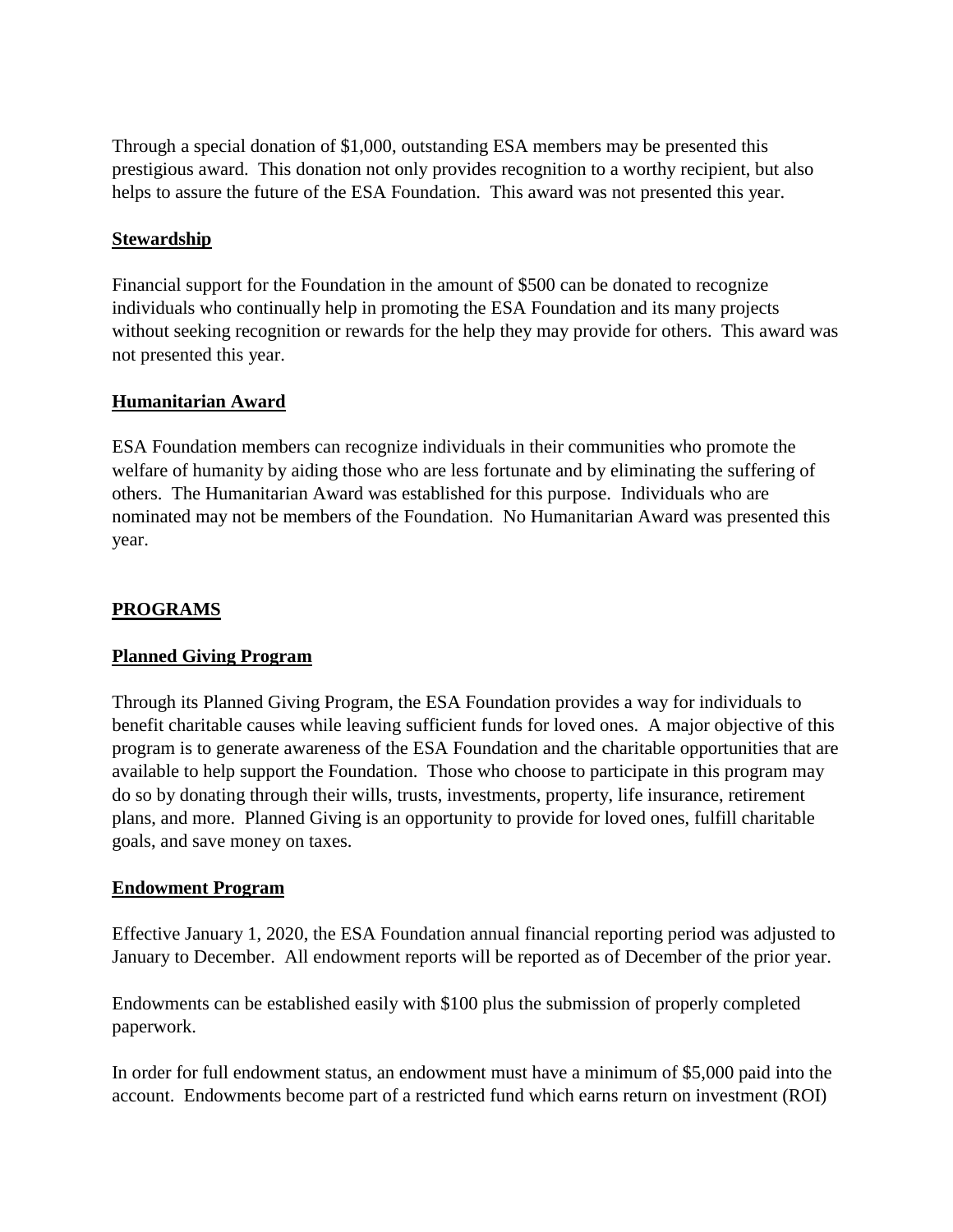Through a special donation of $1,000, outstanding ESA members may be presented this prestigious award. This donation not only provides recognition to a worthy recipient, but also helps to assure the future of the ESA Foundation. This award was not presented this year.

### Stewardship

Financial support for the Foundation in the amount of $500 can be donated to recognize individuals who continually help in promoting the ESA Foundation and its many projects without seeking recognition or rewards for the help they may provide for others. This award was not presented this year.

### Humanitarian Award

ESA Foundation members can recognize individuals in their communities who promote the welfare of humanity by aiding those who are less fortunate and by eliminating the suffering of others. The Humanitarian Award was established for this purpose. Individuals who are nominated may not be members of the Foundation. No Humanitarian Award was presented this year.

## PROGRAMS

### Planned Giving Program

Through its Planned Giving Program, the ESA Foundation provides a way for individuals to benefit charitable causes while leaving sufficient funds for loved ones. A major objective of this program is to generate awareness of the ESA Foundation and the charitable opportunities that are available to help support the Foundation. Those who choose to participate in this program may do so by donating through their wills, trusts, investments, property, life insurance, retirement plans, and more. Planned Giving is an opportunity to provide for loved ones, fulfill charitable goals, and save money on taxes.

### Endowment Program

Effective January 1, 2020, the ESA Foundation annual financial reporting period was adjusted to January to December. All endowment reports will be reported as of December of the prior year.

Endowments can be established easily with $100 plus the submission of properly completed paperwork.

In order for full endowment status, an endowment must have a minimum of $5,000 paid into the account. Endowments become part of a restricted fund which earns return on investment (ROI)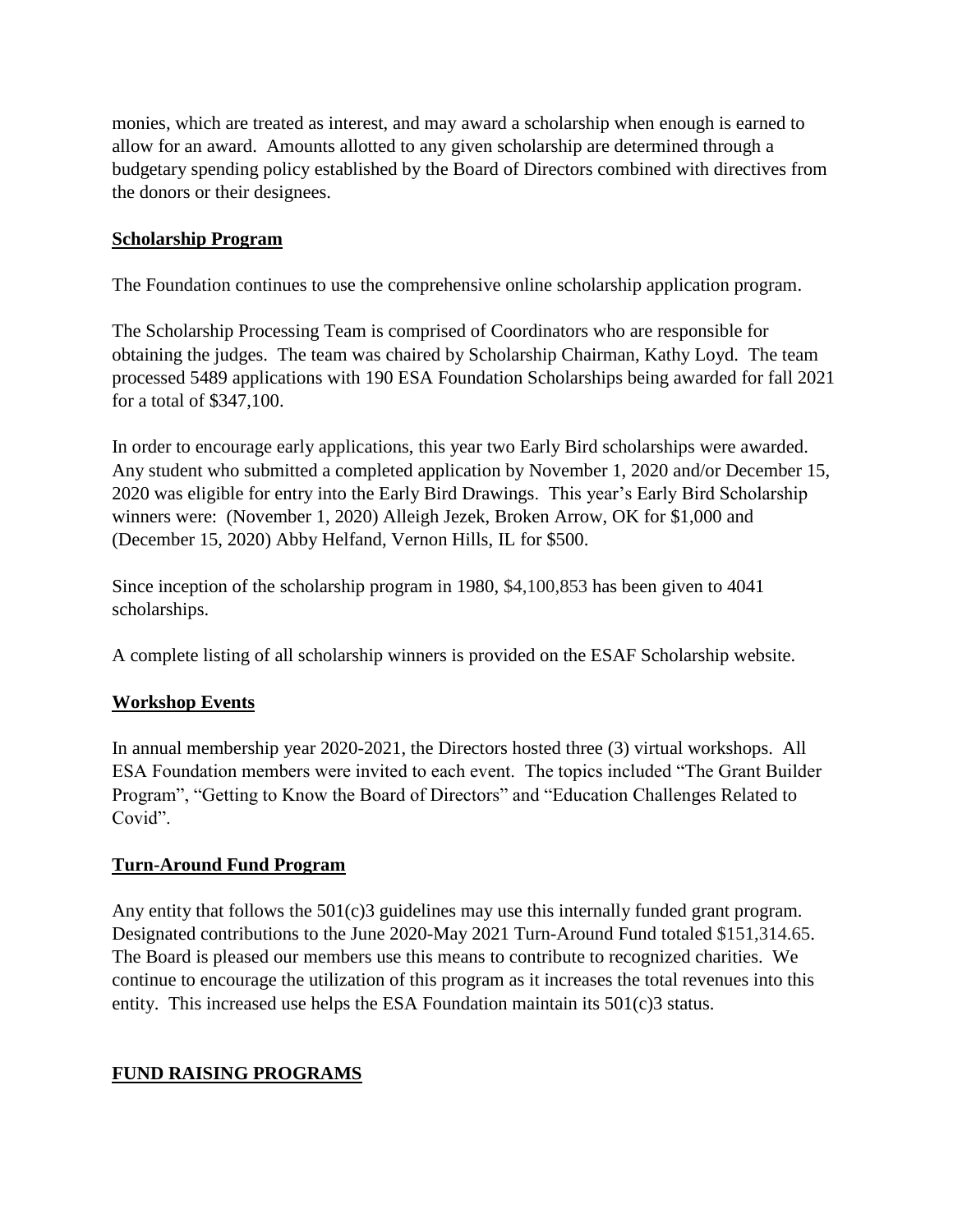monies, which are treated as interest, and may award a scholarship when enough is earned to allow for an award. Amounts allotted to any given scholarship are determined through a budgetary spending policy established by the Board of Directors combined with directives from the donors or their designees.

## Scholarship Program

The Foundation continues to use the comprehensive online scholarship application program.

The Scholarship Processing Team is comprised of Coordinators who are responsible for obtaining the judges. The team was chaired by Scholarship Chairman, Kathy Loyd. The team processed 5489 applications with 190 ESA Foundation Scholarships being awarded for fall 2021 for a total of $347,100.

In order to encourage early applications, this year two Early Bird scholarships were awarded. Any student who submitted a completed application by November 1, 2020 and/or December 15, 2020 was eligible for entry into the Early Bird Drawings. This year's Early Bird Scholarship winners were: (November 1, 2020) Alleigh Jezek, Broken Arrow, OK for $1,000 and (December 15, 2020) Abby Helfand, Vernon Hills, IL for $500.

Since inception of the scholarship program in 1980, $4,100,853 has been given to 4041 scholarships.

A complete listing of all scholarship winners is provided on the ESAF Scholarship website.

## Workshop Events

In annual membership year 2020-2021, the Directors hosted three (3) virtual workshops. All ESA Foundation members were invited to each event. The topics included "The Grant Builder Program", "Getting to Know the Board of Directors" and "Education Challenges Related to Covid".

## Turn-Around Fund Program

Any entity that follows the 501(c)3 guidelines may use this internally funded grant program. Designated contributions to the June 2020-May 2021 Turn-Around Fund totaled $151,314.65. The Board is pleased our members use this means to contribute to recognized charities. We continue to encourage the utilization of this program as it increases the total revenues into this entity. This increased use helps the ESA Foundation maintain its 501(c)3 status.

## FUND RAISING PROGRAMS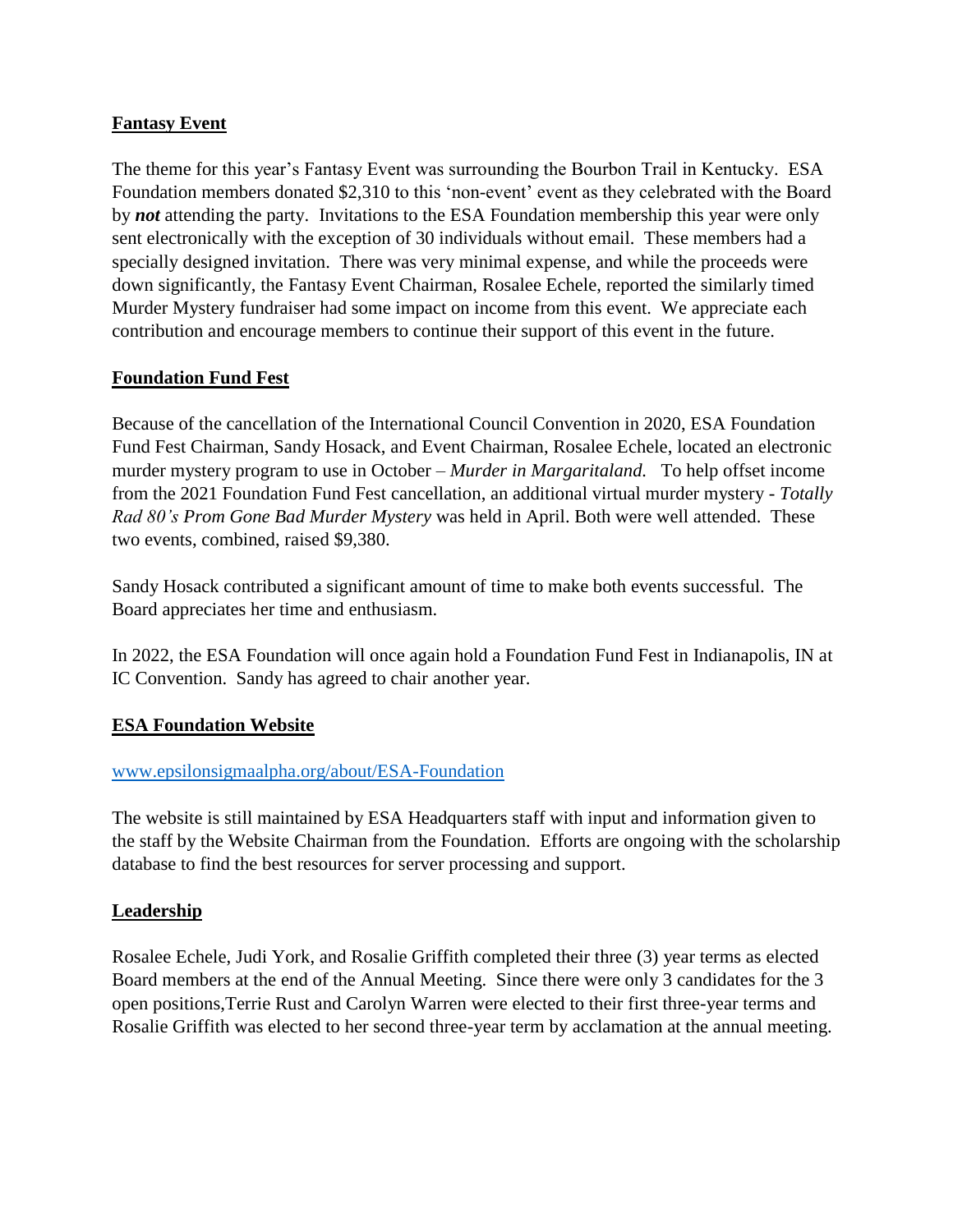## Fantasy Event

The theme for this year's Fantasy Event was surrounding the Bourbon Trail in Kentucky. ESA Foundation members donated $2,310 to this 'non-event' event as they celebrated with the Board by ***not*** attending the party. Invitations to the ESA Foundation membership this year were only sent electronically with the exception of 30 individuals without email. These members had a specially designed invitation. There was very minimal expense, and while the proceeds were down significantly, the Fantasy Event Chairman, Rosalee Echele, reported the similarly timed Murder Mystery fundraiser had some impact on income from this event. We appreciate each contribution and encourage members to continue their support of this event in the future.

## Foundation Fund Fest

Because of the cancellation of the International Council Convention in 2020, ESA Foundation Fund Fest Chairman, Sandy Hosack, and Event Chairman, Rosalee Echele, located an electronic murder mystery program to use in October – *Murder in Margaritaland.* To help offset income from the 2021 Foundation Fund Fest cancellation, an additional virtual murder mystery - *Totally Rad 80's Prom Gone Bad Murder Mystery* was held in April. Both were well attended. These two events, combined, raised $9,380.

Sandy Hosack contributed a significant amount of time to make both events successful. The Board appreciates her time and enthusiasm.

In 2022, the ESA Foundation will once again hold a Foundation Fund Fest in Indianapolis, IN at IC Convention. Sandy has agreed to chair another year.

## ESA Foundation Website

[www.epsilonsigmaalpha.org/about/ESA-Foundation](www.epsilonsigmaalpha.org/about/ESA-Foundation)

The website is still maintained by ESA Headquarters staff with input and information given to the staff by the Website Chairman from the Foundation. Efforts are ongoing with the scholarship database to find the best resources for server processing and support.

## Leadership

Rosalee Echele, Judi York, and Rosalie Griffith completed their three (3) year terms as elected Board members at the end of the Annual Meeting. Since there were only 3 candidates for the 3 open positions,Terrie Rust and Carolyn Warren were elected to their first three-year terms and Rosalie Griffith was elected to her second three-year term by acclamation at the annual meeting.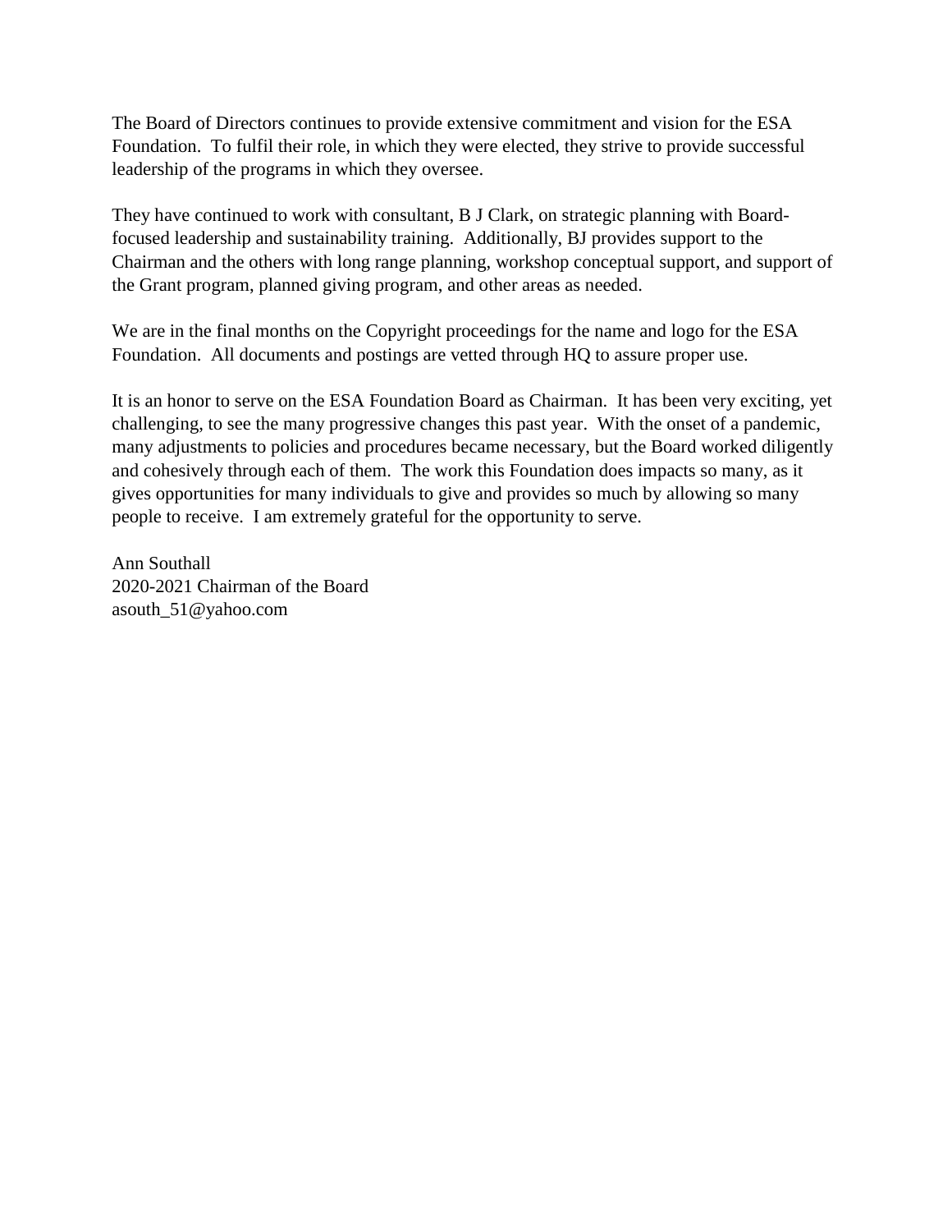The Board of Directors continues to provide extensive commitment and vision for the ESA Foundation. To fulfil their role, in which they were elected, they strive to provide successful leadership of the programs in which they oversee.

They have continued to work with consultant, B J Clark, on strategic planning with Board-focused leadership and sustainability training. Additionally, BJ provides support to the Chairman and the others with long range planning, workshop conceptual support, and support of the Grant program, planned giving program, and other areas as needed.

We are in the final months on the Copyright proceedings for the name and logo for the ESA Foundation. All documents and postings are vetted through HQ to assure proper use.

It is an honor to serve on the ESA Foundation Board as Chairman. It has been very exciting, yet challenging, to see the many progressive changes this past year. With the onset of a pandemic, many adjustments to policies and procedures became necessary, but the Board worked diligently and cohesively through each of them. The work this Foundation does impacts so many, as it gives opportunities for many individuals to give and provides so much by allowing so many people to receive. I am extremely grateful for the opportunity to serve.

Ann Southall
2020-2021 Chairman of the Board
asouth_51@yahoo.com